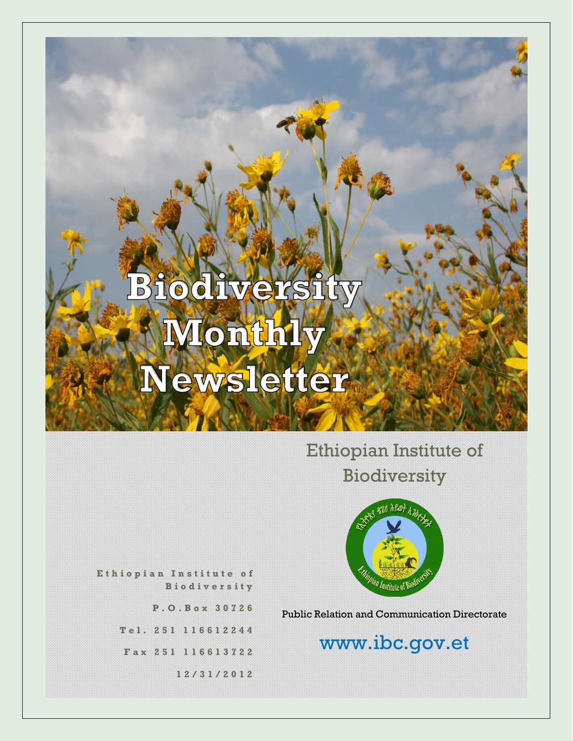# Biodiversity Monthly Newsletter

Ethiopian Institute of Biodiversity

Public Relation and Communication Directorate

www.ibc.gov.et

Ethiopian Institute of Biodiversity

P.O.Box 30726

Tel. 251 116612244

Fax 251 116613722

12/31/2012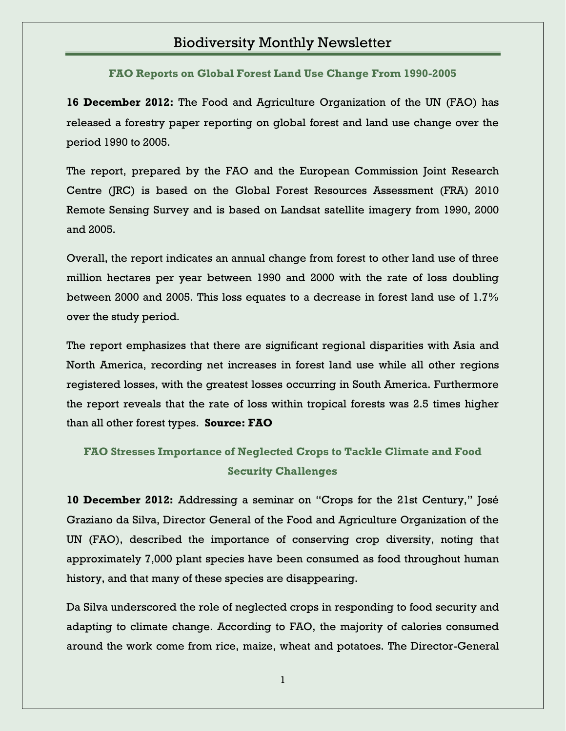# Biodiversity Monthly Newsletter

### FAO Reports on Global Forest Land Use Change From 1990-2005

**16 December 2012:** The Food and Agriculture Organization of the UN (FAO) has released a forestry paper reporting on global forest and land use change over the period 1990 to 2005.

The report, prepared by the FAO and the European Commission Joint Research Centre (JRC) is based on the Global Forest Resources Assessment (FRA) 2010 Remote Sensing Survey and is based on Landsat satellite imagery from 1990, 2000 and 2005.

Overall, the report indicates an annual change from forest to other land use of three million hectares per year between 1990 and 2000 with the rate of loss doubling between 2000 and 2005. This loss equates to a decrease in forest land use of 1.7% over the study period.

The report emphasizes that there are significant regional disparities with Asia and North America, recording net increases in forest land use while all other regions registered losses, with the greatest losses occurring in South America. Furthermore the report reveals that the rate of loss within tropical forests was 2.5 times higher than all other forest types. **Source: FAO**

### FAO Stresses Importance of Neglected Crops to Tackle Climate and Food Security Challenges

**10 December 2012:** Addressing a seminar on "Crops for the 21st Century," José Graziano da Silva, Director General of the Food and Agriculture Organization of the UN (FAO), described the importance of conserving crop diversity, noting that approximately 7,000 plant species have been consumed as food throughout human history, and that many of these species are disappearing.

Da Silva underscored the role of neglected crops in responding to food security and adapting to climate change. According to FAO, the majority of calories consumed around the work come from rice, maize, wheat and potatoes. The Director-General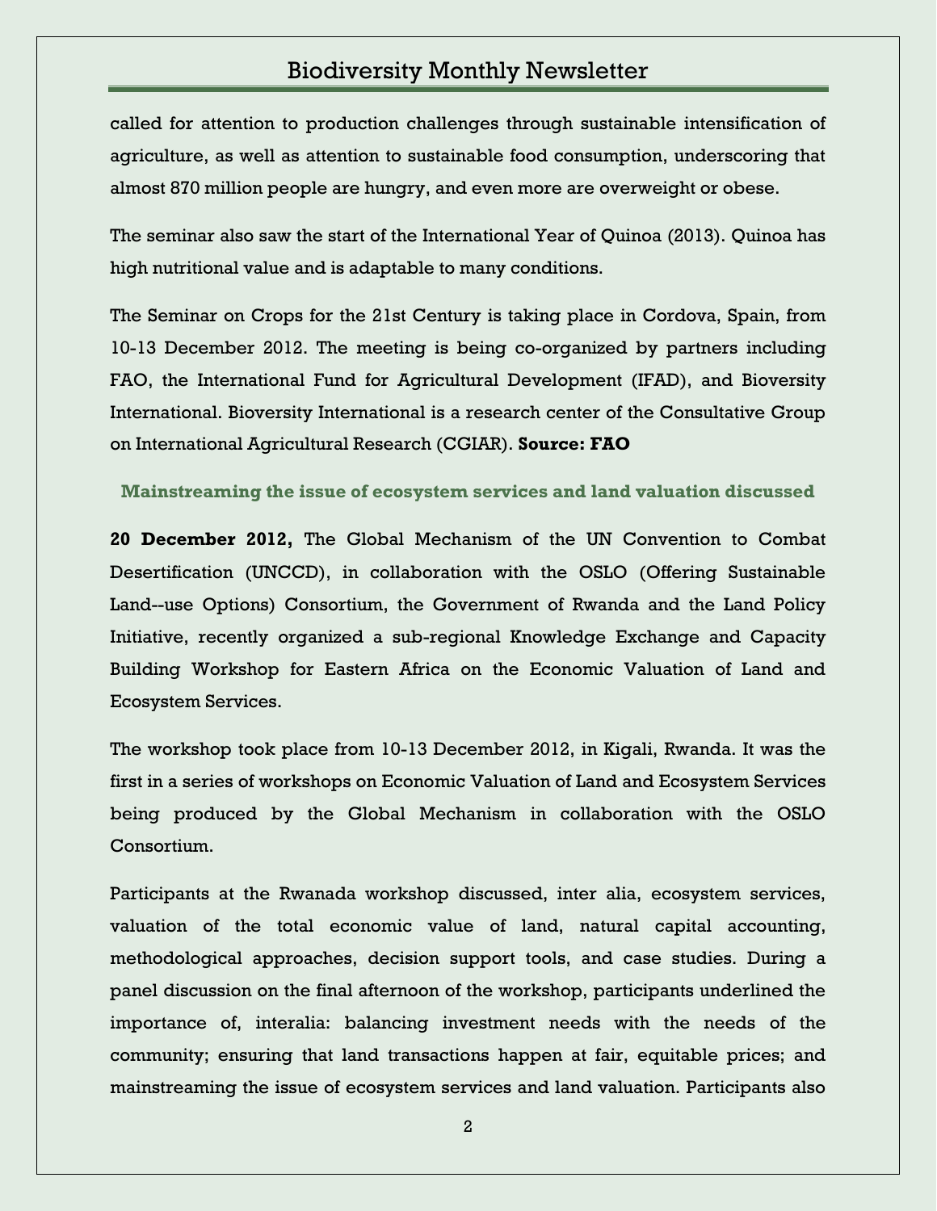called for attention to production challenges through sustainable intensification of agriculture, as well as attention to sustainable food consumption, underscoring that almost 870 million people are hungry, and even more are overweight or obese.

The seminar also saw the start of the International Year of Quinoa (2013). Quinoa has high nutritional value and is adaptable to many conditions.

The Seminar on Crops for the 21st Century is taking place in Cordova, Spain, from 10-13 December 2012. The meeting is being co-organized by partners including FAO, the International Fund for Agricultural Development (IFAD), and Bioversity International. Bioversity International is a research center of the Consultative Group on International Agricultural Research (CGIAR). **Source: FAO**

### Mainstreaming the issue of ecosystem services and land valuation discussed

**20 December 2012,** The Global Mechanism of the UN Convention to Combat Desertification (UNCCD), in collaboration with the OSLO (Offering Sustainable Land--use Options) Consortium, the Government of Rwanda and the Land Policy Initiative, recently organized a sub-regional Knowledge Exchange and Capacity Building Workshop for Eastern Africa on the Economic Valuation of Land and Ecosystem Services.

The workshop took place from 10-13 December 2012, in Kigali, Rwanda. It was the first in a series of workshops on Economic Valuation of Land and Ecosystem Services being produced by the Global Mechanism in collaboration with the OSLO Consortium.

Participants at the Rwanada workshop discussed, inter alia, ecosystem services, valuation of the total economic value of land, natural capital accounting, methodological approaches, decision support tools, and case studies. During a panel discussion on the final afternoon of the workshop, participants underlined the importance of, interalia: balancing investment needs with the needs of the community; ensuring that land transactions happen at fair, equitable prices; and mainstreaming the issue of ecosystem services and land valuation. Participants also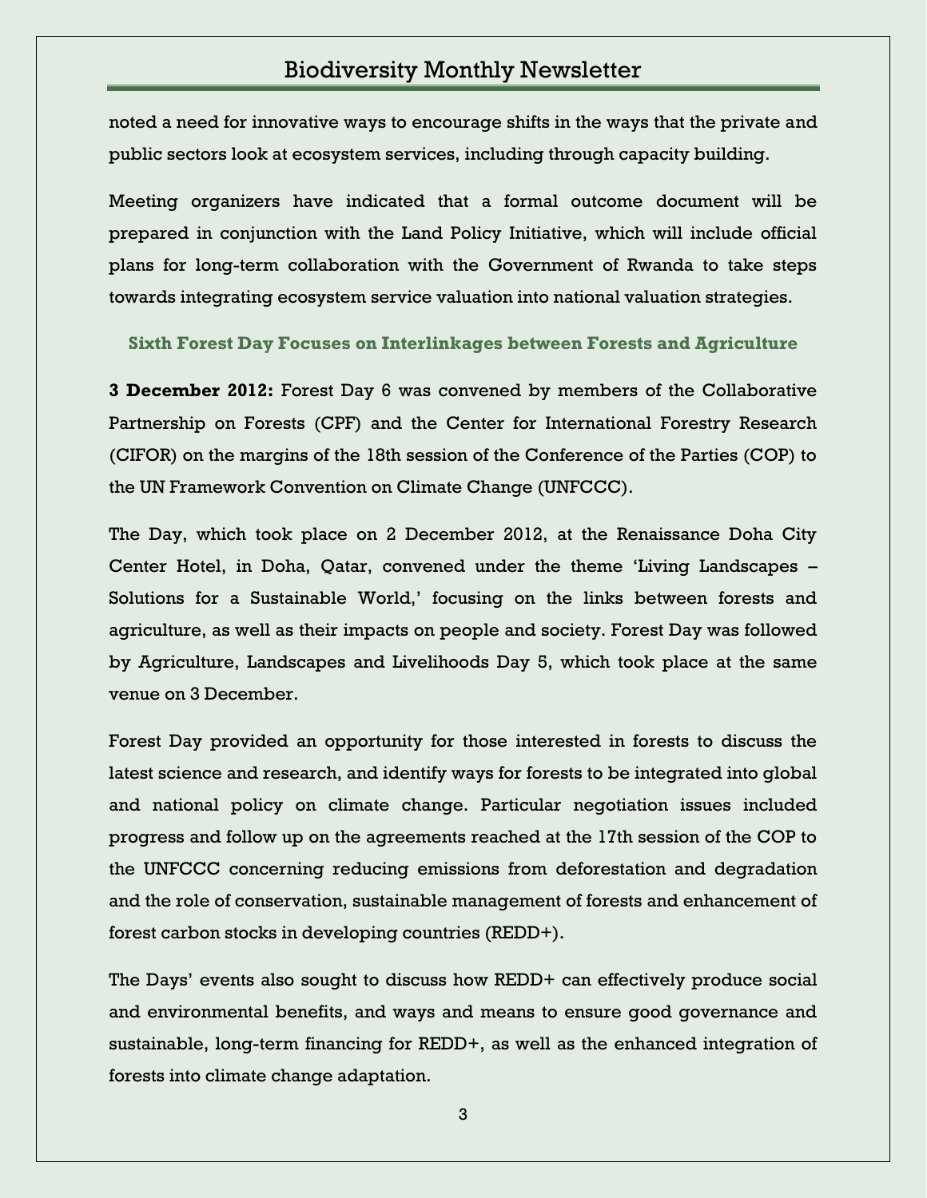noted a need for innovative ways to encourage shifts in the ways that the private and public sectors look at ecosystem services, including through capacity building.

Meeting organizers have indicated that a formal outcome document will be prepared in conjunction with the Land Policy Initiative, which will include official plans for long-term collaboration with the Government of Rwanda to take steps towards integrating ecosystem service valuation into national valuation strategies.

### Sixth Forest Day Focuses on Interlinkages between Forests and Agriculture

**3 December 2012:** Forest Day 6 was convened by members of the Collaborative Partnership on Forests (CPF) and the Center for International Forestry Research (CIFOR) on the margins of the 18th session of the Conference of the Parties (COP) to the UN Framework Convention on Climate Change (UNFCCC).

The Day, which took place on 2 December 2012, at the Renaissance Doha City Center Hotel, in Doha, Qatar, convened under the theme 'Living Landscapes – Solutions for a Sustainable World,' focusing on the links between forests and agriculture, as well as their impacts on people and society. Forest Day was followed by Agriculture, Landscapes and Livelihoods Day 5, which took place at the same venue on 3 December.

Forest Day provided an opportunity for those interested in forests to discuss the latest science and research, and identify ways for forests to be integrated into global and national policy on climate change. Particular negotiation issues included progress and follow up on the agreements reached at the 17th session of the COP to the UNFCCC concerning reducing emissions from deforestation and degradation and the role of conservation, sustainable management of forests and enhancement of forest carbon stocks in developing countries (REDD+).

The Days' events also sought to discuss how REDD+ can effectively produce social and environmental benefits, and ways and means to ensure good governance and sustainable, long-term financing for REDD+, as well as the enhanced integration of forests into climate change adaptation.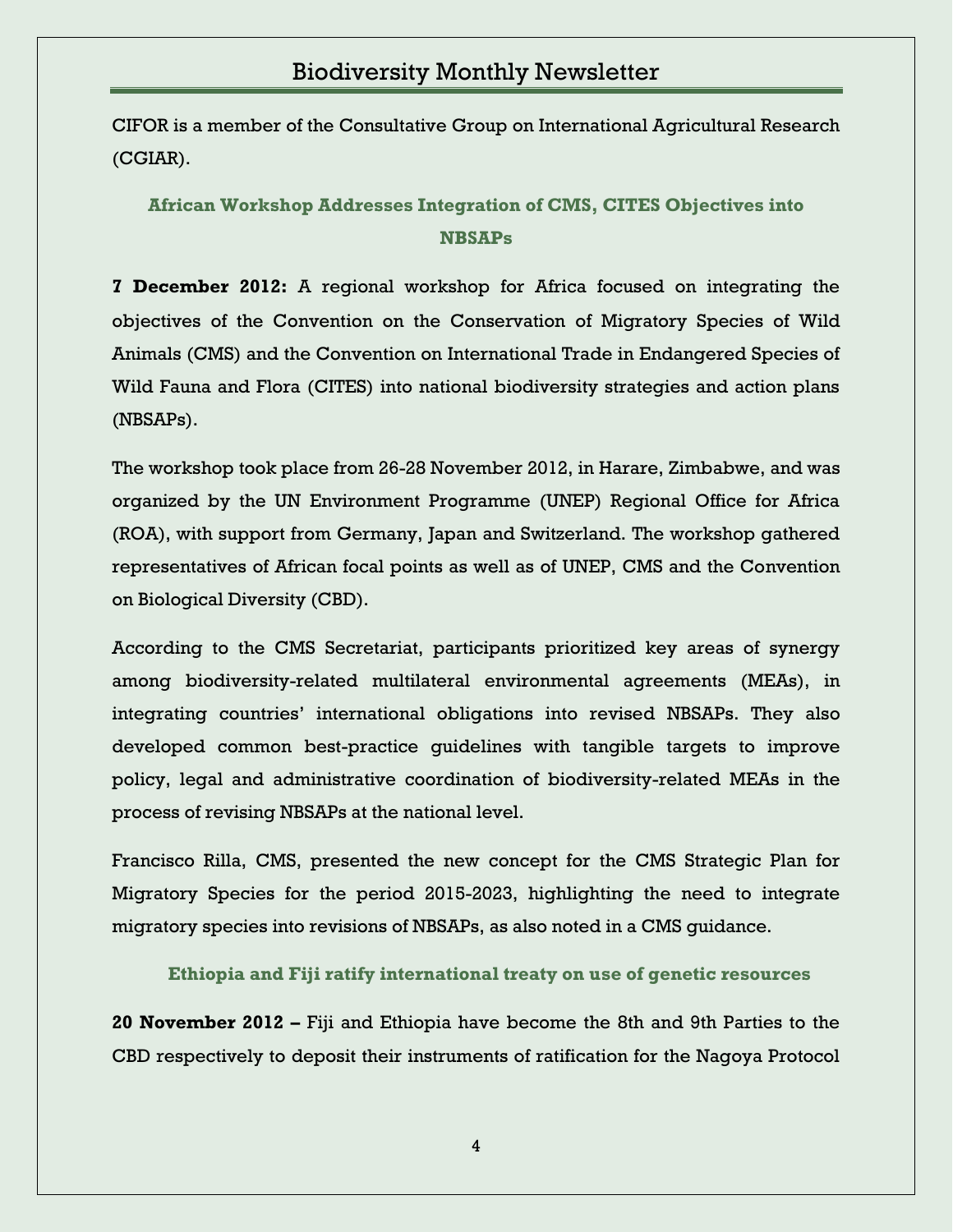CIFOR is a member of the Consultative Group on International Agricultural Research (CGIAR).

### African Workshop Addresses Integration of CMS, CITES Objectives into NBSAPs

**7 December 2012:** A regional workshop for Africa focused on integrating the objectives of the Convention on the Conservation of Migratory Species of Wild Animals (CMS) and the Convention on International Trade in Endangered Species of Wild Fauna and Flora (CITES) into national biodiversity strategies and action plans (NBSAPs).

The workshop took place from 26-28 November 2012, in Harare, Zimbabwe, and was organized by the UN Environment Programme (UNEP) Regional Office for Africa (ROA), with support from Germany, Japan and Switzerland. The workshop gathered representatives of African focal points as well as of UNEP, CMS and the Convention on Biological Diversity (CBD).

According to the CMS Secretariat, participants prioritized key areas of synergy among biodiversity-related multilateral environmental agreements (MEAs), in integrating countries' international obligations into revised NBSAPs. They also developed common best-practice guidelines with tangible targets to improve policy, legal and administrative coordination of biodiversity-related MEAs in the process of revising NBSAPs at the national level.

Francisco Rilla, CMS, presented the new concept for the CMS Strategic Plan for Migratory Species for the period 2015-2023, highlighting the need to integrate migratory species into revisions of NBSAPs, as also noted in a CMS guidance.

### Ethiopia and Fiji ratify international treaty on use of genetic resources

**20 November 2012 –** Fiji and Ethiopia have become the 8th and 9th Parties to the CBD respectively to deposit their instruments of ratification for the Nagoya Protocol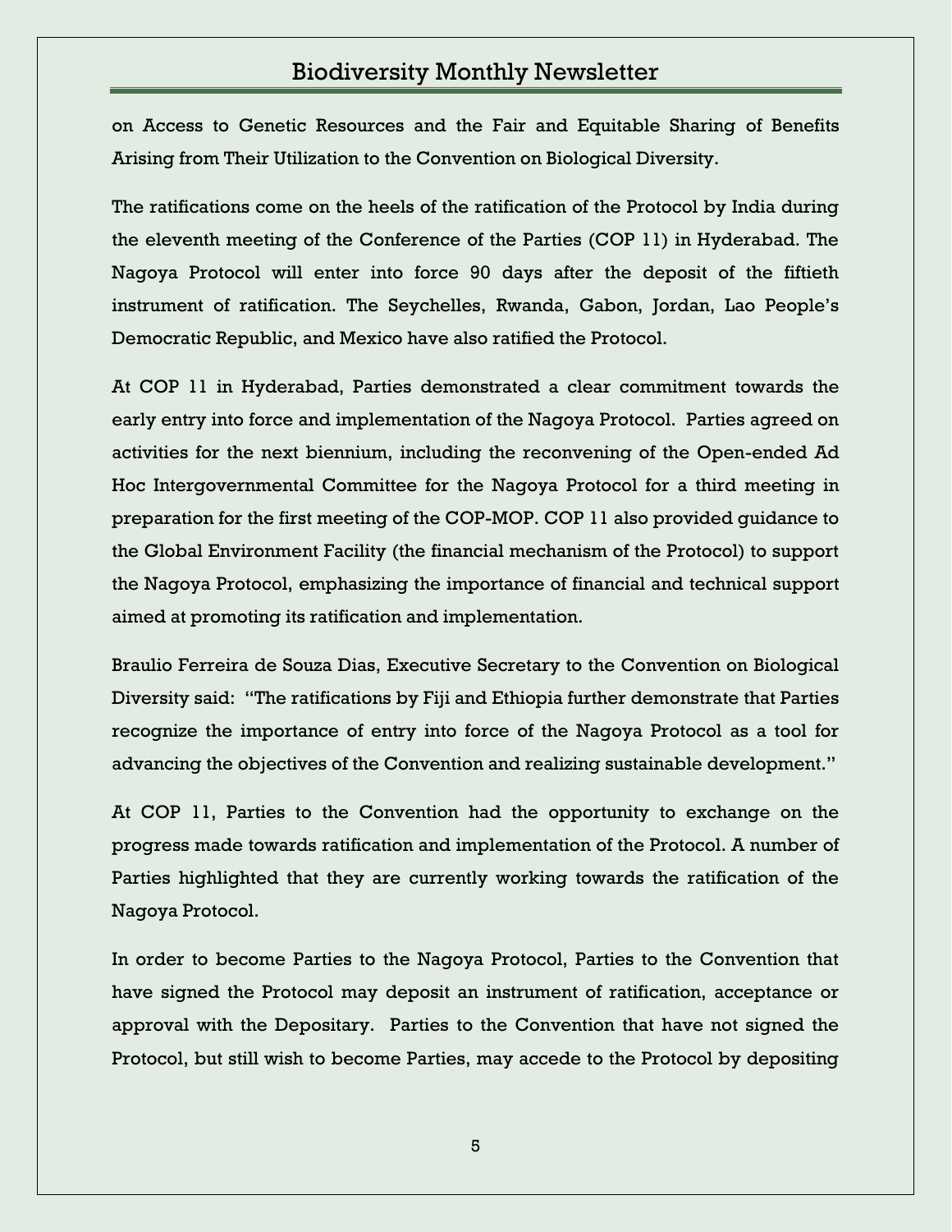on Access to Genetic Resources and the Fair and Equitable Sharing of Benefits Arising from Their Utilization to the Convention on Biological Diversity.

The ratifications come on the heels of the ratification of the Protocol by India during the eleventh meeting of the Conference of the Parties (COP 11) in Hyderabad. The Nagoya Protocol will enter into force 90 days after the deposit of the fiftieth instrument of ratification. The Seychelles, Rwanda, Gabon, Jordan, Lao People's Democratic Republic, and Mexico have also ratified the Protocol.

At COP 11 in Hyderabad, Parties demonstrated a clear commitment towards the early entry into force and implementation of the Nagoya Protocol. Parties agreed on activities for the next biennium, including the reconvening of the Open-ended Ad Hoc Intergovernmental Committee for the Nagoya Protocol for a third meeting in preparation for the first meeting of the COP-MOP. COP 11 also provided guidance to the Global Environment Facility (the financial mechanism of the Protocol) to support the Nagoya Protocol, emphasizing the importance of financial and technical support aimed at promoting its ratification and implementation.

Braulio Ferreira de Souza Dias, Executive Secretary to the Convention on Biological Diversity said: "The ratifications by Fiji and Ethiopia further demonstrate that Parties recognize the importance of entry into force of the Nagoya Protocol as a tool for advancing the objectives of the Convention and realizing sustainable development."

At COP 11, Parties to the Convention had the opportunity to exchange on the progress made towards ratification and implementation of the Protocol. A number of Parties highlighted that they are currently working towards the ratification of the Nagoya Protocol.

In order to become Parties to the Nagoya Protocol, Parties to the Convention that have signed the Protocol may deposit an instrument of ratification, acceptance or approval with the Depositary. Parties to the Convention that have not signed the Protocol, but still wish to become Parties, may accede to the Protocol by depositing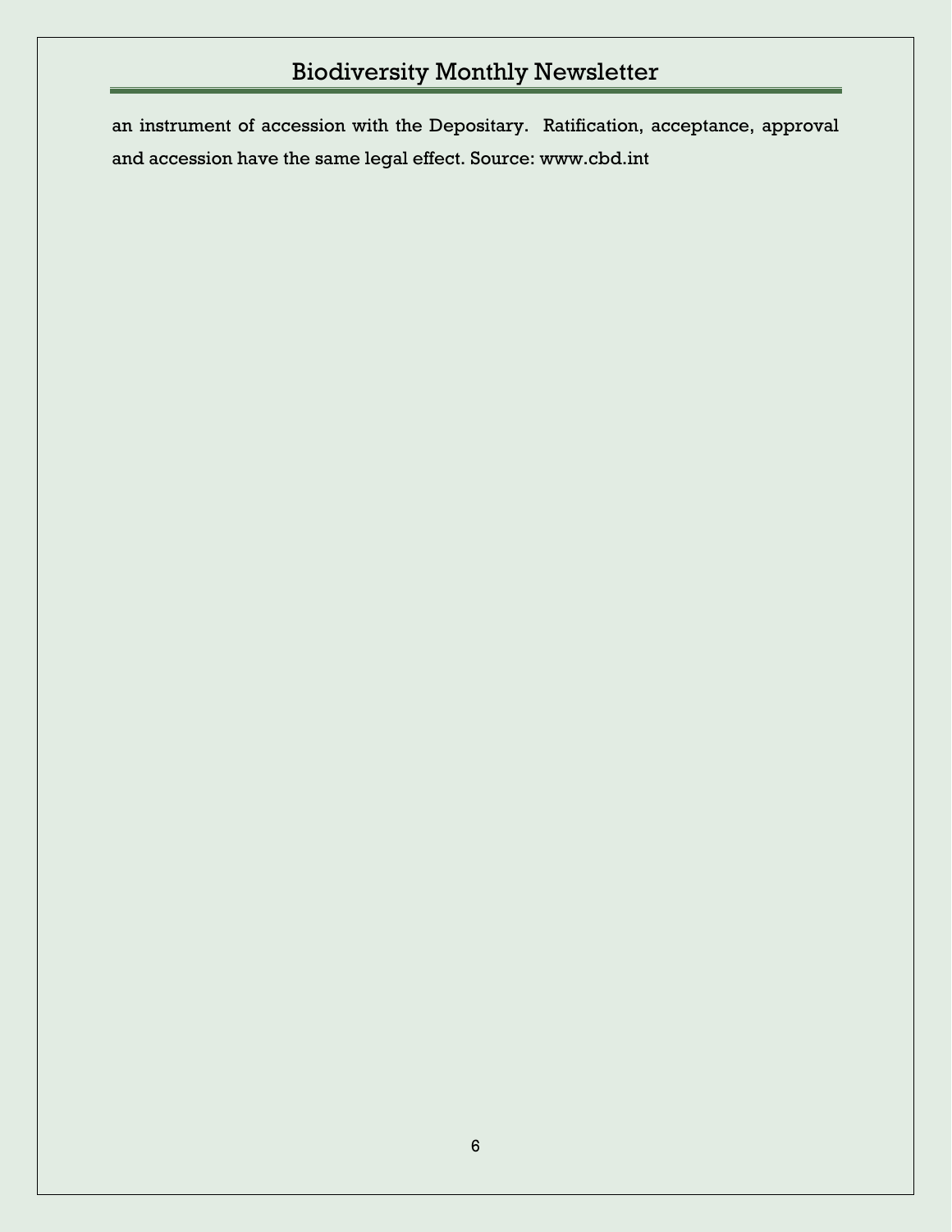an instrument of accession with the Depositary. Ratification, acceptance, approval and accession have the same legal effect. Source: www.cbd.int